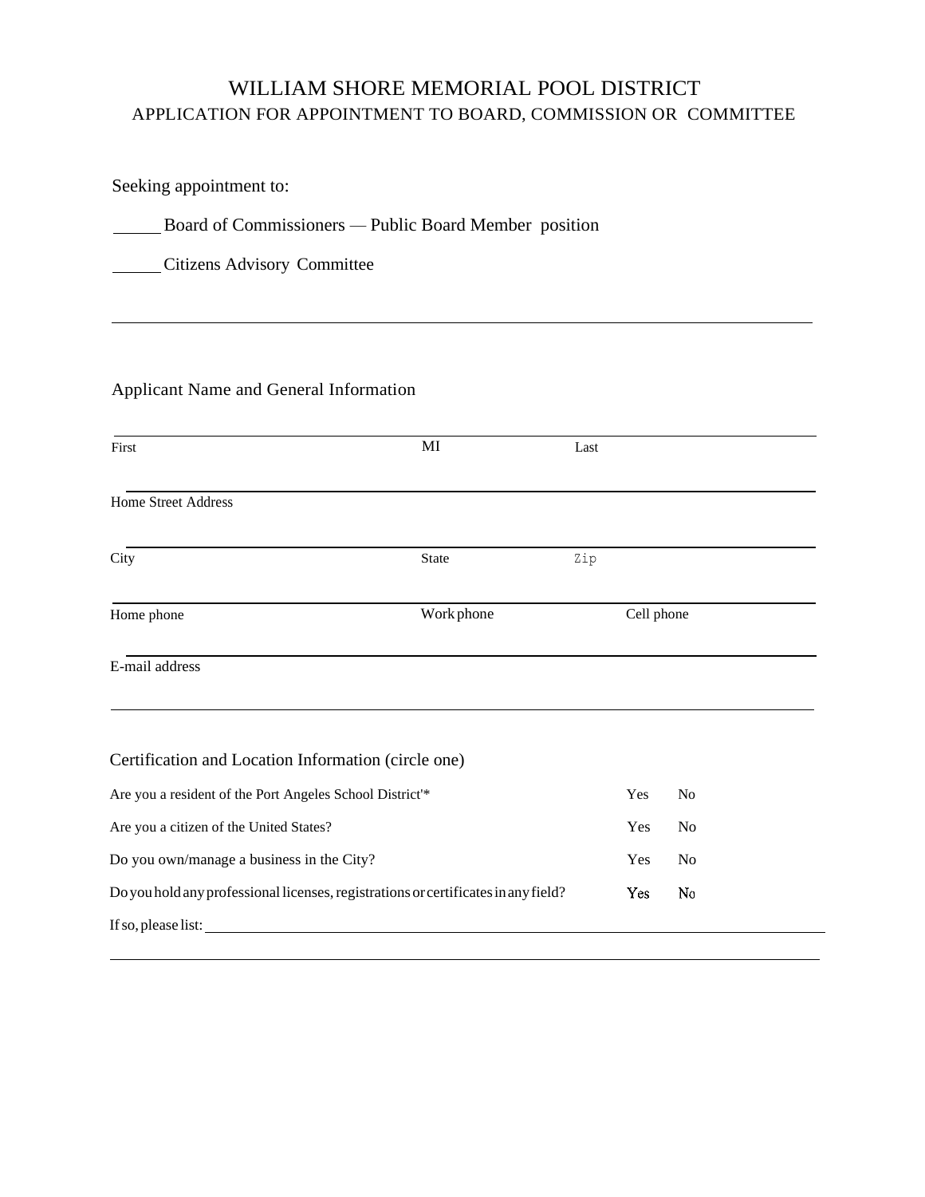# WILLIAM SHORE MEMORIAL POOL DISTRICT

## APPLICATION FOR APPOINTMENT TO BOARD, COMMISSION OR COMMITTEE

Seeking appointment to:

_____ Board of Commissioners — Public Board Member position

_____ Citizens Advisory Committee

---

### Applicant Name and General Information

| First | MI | Last |
|---|---|---|

Home Street Address

| City | State | Zip |
|---|---|---|

| Home phone | Work phone | Cell phone |
|---|---|---|

E-mail address

---

### Certification and Location Information (circle one)

| | | |
|---|---|---|
| Are you a resident of the Port Angeles School District'* | Yes | No |
| Are you a citizen of the United States? | Yes | No |
| Do you own/manage a business in the City? | Yes | No |
| Do you hold any professional licenses, registrations or certificates in any field? | Yes | No |

If so, please list: ______________________________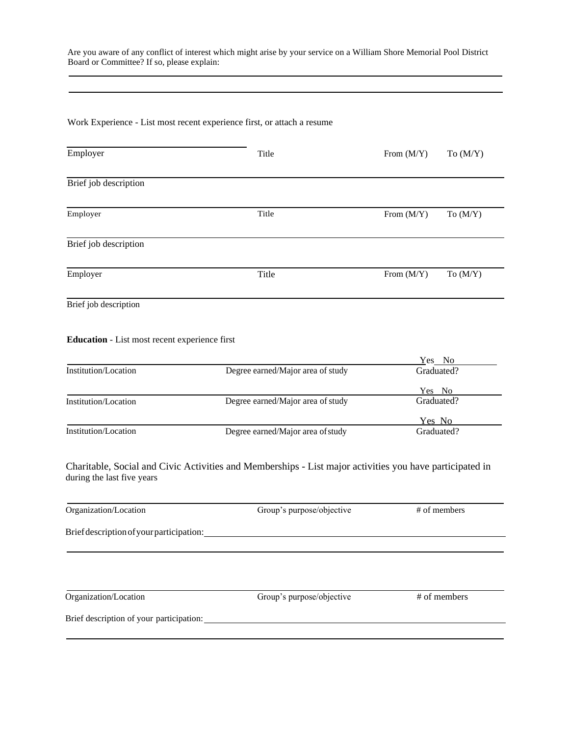Are you aware of any conflict of interest which might arise by your service on a William Shore Memorial Pool District Board or Committee? If so, please explain:

______________________________________________________________________________

______________________________________________________________________________

Work Experience - List most recent experience first, or attach a resume

| Employer | Title | From (M/Y) | To (M/Y) |
|---|---|---|---|
| Brief job description | | | |
| Employer | Title | From (M/Y) | To (M/Y) |
| Brief job description | | | |
| Employer | Title | From (M/Y) | To (M/Y) |
| Brief job description | | | |

**Education** - List most recent experience first

| Institution/Location | Degree earned/Major area of study | Yes No<br>Graduated? |
|---|---|---|
| Institution/Location | Degree earned/Major area of study | Yes No<br>Graduated? |
| Institution/Location | Degree earned/Major area of study | Yes No<br>Graduated? |

Charitable, Social and Civic Activities and Memberships - List major activities you have participated in during the last five years

| Organization/Location | Group's purpose/objective | # of members |
|---|---|---|

Brief description of your participation: ______________________________________________

______________________________________________________________________________

| Organization/Location | Group's purpose/objective | # of members |
|---|---|---|

Brief description of your participation: ______________________________________________

______________________________________________________________________________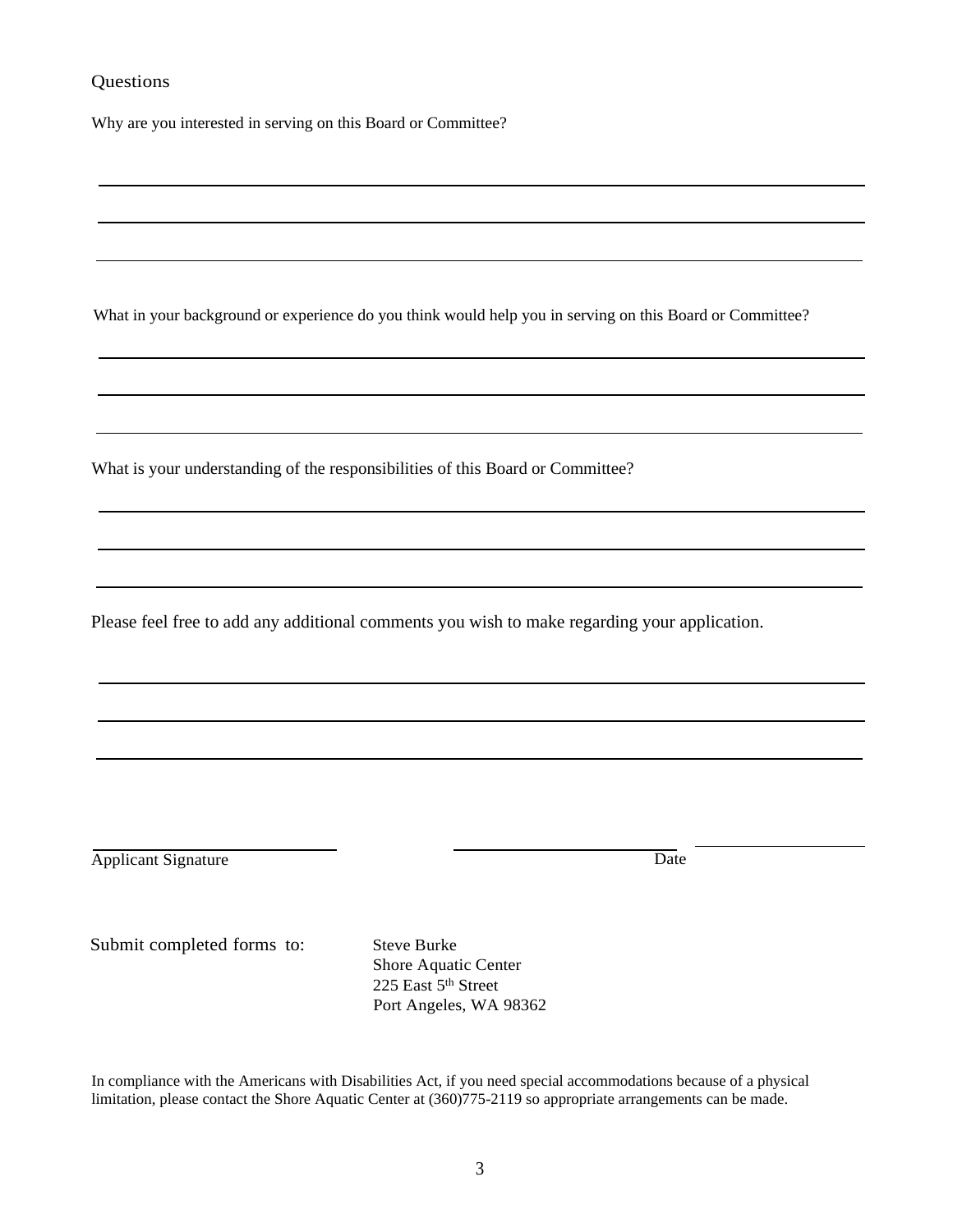Questions

Why are you interested in serving on this Board or Committee?

\_\_\_\_\_\_\_\_\_\_\_\_\_\_\_\_\_\_\_\_\_\_\_\_\_\_\_\_\_\_\_\_\_\_\_\_\_\_\_\_\_\_\_\_\_\_\_\_\_\_\_\_\_\_\_\_\_\_\_\_

\_\_\_\_\_\_\_\_\_\_\_\_\_\_\_\_\_\_\_\_\_\_\_\_\_\_\_\_\_\_\_\_\_\_\_\_\_\_\_\_\_\_\_\_\_\_\_\_\_\_\_\_\_\_\_\_\_\_\_\_

\_\_\_\_\_\_\_\_\_\_\_\_\_\_\_\_\_\_\_\_\_\_\_\_\_\_\_\_\_\_\_\_\_\_\_\_\_\_\_\_\_\_\_\_\_\_\_\_\_\_\_\_\_\_\_\_\_\_\_\_

What in your background or experience do you think would help you in serving on this Board or Committee?

\_\_\_\_\_\_\_\_\_\_\_\_\_\_\_\_\_\_\_\_\_\_\_\_\_\_\_\_\_\_\_\_\_\_\_\_\_\_\_\_\_\_\_\_\_\_\_\_\_\_\_\_\_\_\_\_\_\_\_\_

\_\_\_\_\_\_\_\_\_\_\_\_\_\_\_\_\_\_\_\_\_\_\_\_\_\_\_\_\_\_\_\_\_\_\_\_\_\_\_\_\_\_\_\_\_\_\_\_\_\_\_\_\_\_\_\_\_\_\_\_

\_\_\_\_\_\_\_\_\_\_\_\_\_\_\_\_\_\_\_\_\_\_\_\_\_\_\_\_\_\_\_\_\_\_\_\_\_\_\_\_\_\_\_\_\_\_\_\_\_\_\_\_\_\_\_\_\_\_\_\_

What is your understanding of the responsibilities of this Board or Committee?

\_\_\_\_\_\_\_\_\_\_\_\_\_\_\_\_\_\_\_\_\_\_\_\_\_\_\_\_\_\_\_\_\_\_\_\_\_\_\_\_\_\_\_\_\_\_\_\_\_\_\_\_\_\_\_\_\_\_\_\_

\_\_\_\_\_\_\_\_\_\_\_\_\_\_\_\_\_\_\_\_\_\_\_\_\_\_\_\_\_\_\_\_\_\_\_\_\_\_\_\_\_\_\_\_\_\_\_\_\_\_\_\_\_\_\_\_\_\_\_\_

\_\_\_\_\_\_\_\_\_\_\_\_\_\_\_\_\_\_\_\_\_\_\_\_\_\_\_\_\_\_\_\_\_\_\_\_\_\_\_\_\_\_\_\_\_\_\_\_\_\_\_\_\_\_\_\_\_\_\_\_

Please feel free to add any additional comments you wish to make regarding your application.

\_\_\_\_\_\_\_\_\_\_\_\_\_\_\_\_\_\_\_\_\_\_\_\_\_\_\_\_\_\_\_\_\_\_\_\_\_\_\_\_\_\_\_\_\_\_\_\_\_\_\_\_\_\_\_\_\_\_\_\_

\_\_\_\_\_\_\_\_\_\_\_\_\_\_\_\_\_\_\_\_\_\_\_\_\_\_\_\_\_\_\_\_\_\_\_\_\_\_\_\_\_\_\_\_\_\_\_\_\_\_\_\_\_\_\_\_\_\_\_\_

\_\_\_\_\_\_\_\_\_\_\_\_\_\_\_\_\_\_\_\_\_\_\_\_\_\_\_\_\_\_\_\_\_\_\_\_\_\_\_\_\_\_\_\_\_\_\_\_\_\_\_\_\_\_\_\_\_\_\_\_

\_\_\_\_\_\_\_\_\_\_\_\_\_\_\_\_\_\_\_\_\_\_\_\_ \_\_\_\_\_\_\_\_\_\_\_\_\_\_\_\_\_\_\_\_\_\_\_\_ \_\_\_\_\_\_\_\_\_\_\_\_\_\_\_\_\_\_

Applicant Signature Date

Submit completed forms to:

Steve Burke  
Shore Aquatic Center  
225 East 5th Street  
Port Angeles, WA 98362

In compliance with the Americans with Disabilities Act, if you need special accommodations because of a physical limitation, please contact the Shore Aquatic Center at (360)775-2119 so appropriate arrangements can be made.